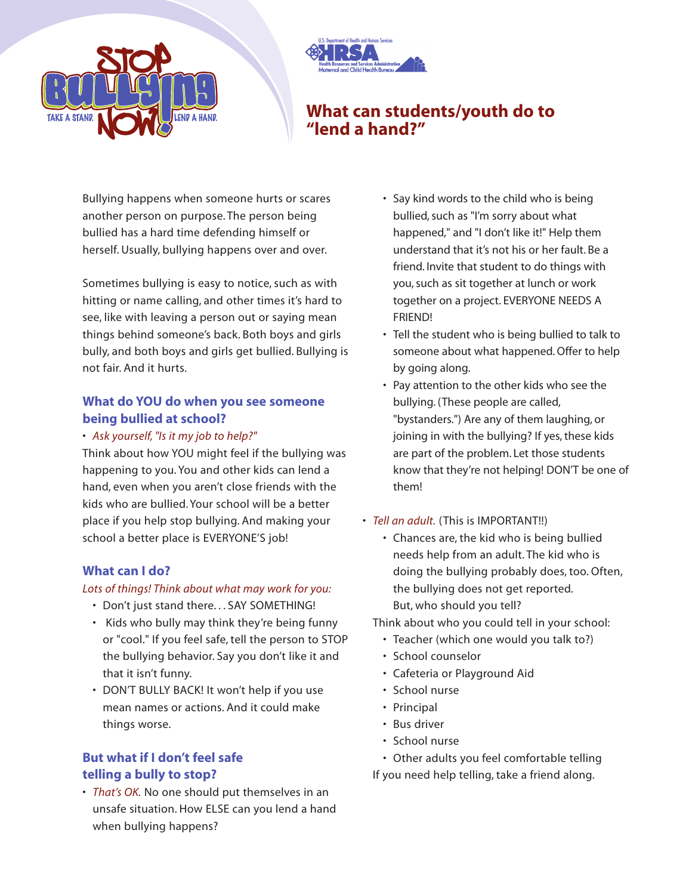# What can students/youth do to "lend a hand?"

Bullying happens when someone hurts or scares another person on purpose. The person being bullied has a hard time defending himself or herself. Usually, bullying happens over and over.

Sometimes bullying is easy to notice, such as with hitting or name calling, and other times it's hard to see, like with leaving a person out or saying mean things behind someone's back. Both boys and girls bully, and both boys and girls get bullied. Bullying is not fair. And it hurts.

## What do YOU do when you see someone being bullied at school?

- *Ask yourself, "Is it my job to help?"*

Think about how YOU might feel if the bullying was happening to you. You and other kids can lend a hand, even when you aren't close friends with the kids who are bullied. Your school will be a better place if you help stop bullying. And making your school a better place is EVERYONE'S job!

## What can I do?

*Lots of things! Think about what may work for you:*

- Don't just stand there. . . SAY SOMETHING!
- Kids who bully may think they're being funny or "cool." If you feel safe, tell the person to STOP the bullying behavior. Say you don't like it and that it isn't funny.
- DON'T BULLY BACK! It won't help if you use mean names or actions. And it could make things worse.

## But what if I don't feel safe telling a bully to stop?

- *That's OK.* No one should put themselves in an unsafe situation. How ELSE can you lend a hand when bullying happens?
  - Say kind words to the child who is being bullied, such as "I'm sorry about what happened," and "I don't like it!" Help them understand that it's not his or her fault. Be a friend. Invite that student to do things with you, such as sit together at lunch or work together on a project. EVERYONE NEEDS A FRIEND!
  - Tell the student who is being bullied to talk to someone about what happened. Offer to help by going along.
  - Pay attention to the other kids who see the bullying. (These people are called, "bystanders.") Are any of them laughing, or joining in with the bullying? If yes, these kids are part of the problem. Let those students know that they're not helping! DON'T be one of them!

- *Tell an adult.* (This is IMPORTANT!!)
  - Chances are, the kid who is being bullied needs help from an adult. The kid who is doing the bullying probably does, too. Often, the bullying does not get reported. But, who should you tell?

  Think about who you could tell in your school:
  - Teacher (which one would you talk to?)
  - School counselor
  - Cafeteria or Playground Aid
  - School nurse
  - Principal
  - Bus driver
  - School nurse
  - Other adults you feel comfortable telling

  If you need help telling, take a friend along.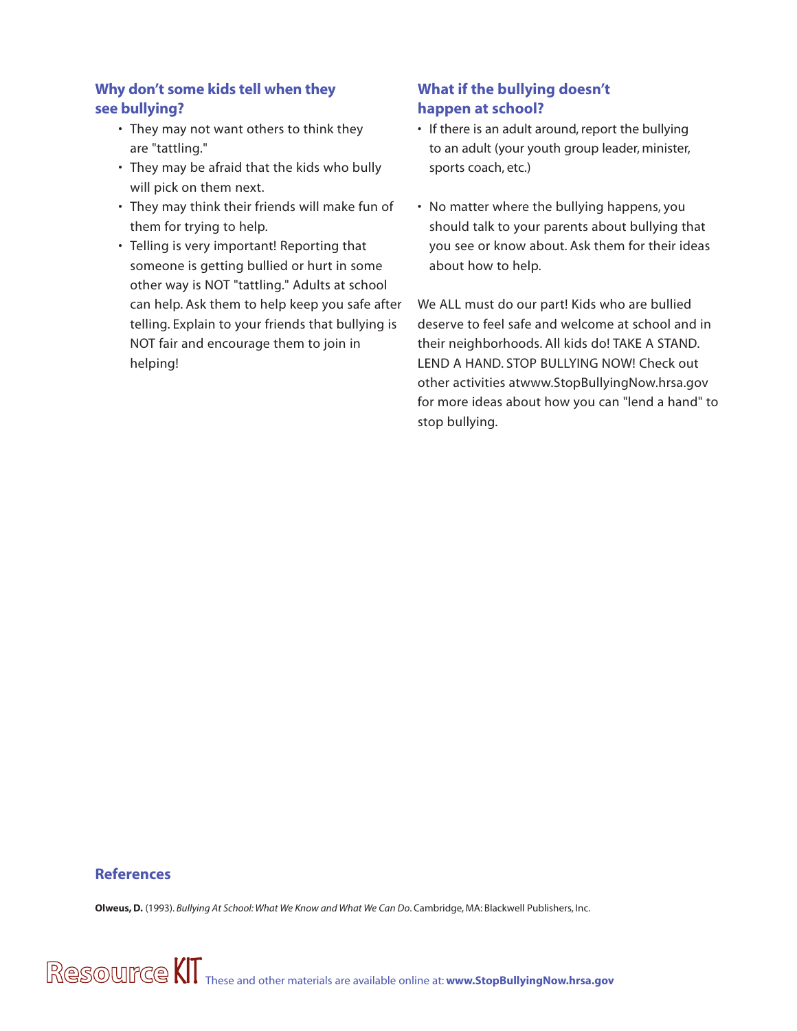### Why don't some kids tell when they see bullying?

- They may not want others to think they are "tattling."
- They may be afraid that the kids who bully will pick on them next.
- They may think their friends will make fun of them for trying to help.
- Telling is very important! Reporting that someone is getting bullied or hurt in some other way is NOT "tattling." Adults at school can help. Ask them to help keep you safe after telling. Explain to your friends that bullying is NOT fair and encourage them to join in helping!

### What if the bullying doesn't happen at school?

- If there is an adult around, report the bullying to an adult (your youth group leader, minister, sports coach, etc.)
- No matter where the bullying happens, you should talk to your parents about bullying that you see or know about. Ask them for their ideas about how to help.

We ALL must do our part! Kids who are bullied deserve to feel safe and welcome at school and in their neighborhoods. All kids do! TAKE A STAND. LEND A HAND. STOP BULLYING NOW! Check out other activities atwww.StopBullyingNow.hrsa.gov for more ideas about how you can "lend a hand" to stop bullying.

### References

**Olweus, D.** (1993). *Bullying At School: What We Know and What We Can Do*. Cambridge, MA: Blackwell Publishers, Inc.

Resource KIT These and other materials are available online at: **www.StopBullyingNow.hrsa.gov**